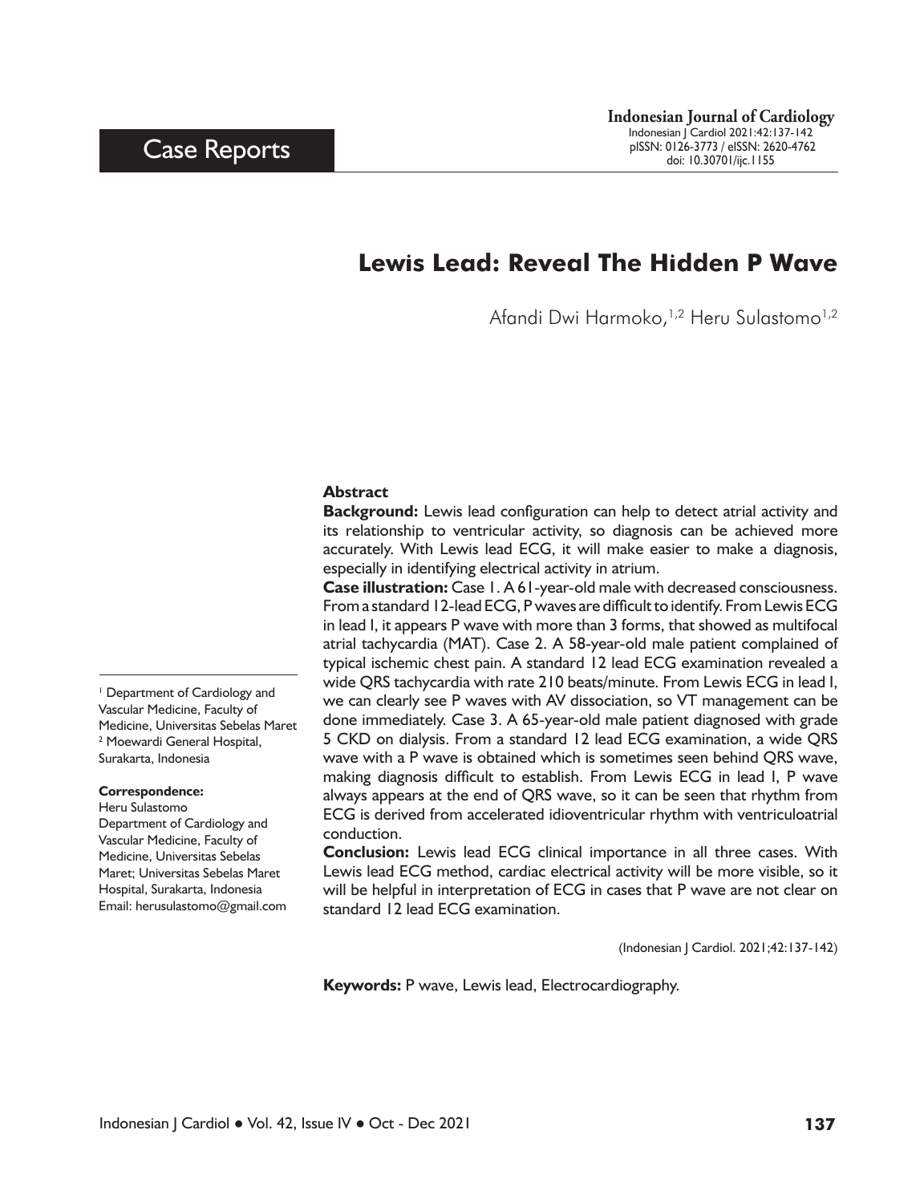Case Reports

# Lewis Lead: Reveal The Hidden P Wave

Afandi Dwi Harmoko,[1,2] Heru Sulastomo[1,2]

[1] Department of Cardiology and Vascular Medicine, Faculty of Medicine, Universitas Sebelas Maret
[2] Moewardi General Hospital, Surakarta, Indonesia

**Correspondence:**
Heru Sulastomo
Department of Cardiology and Vascular Medicine, Faculty of Medicine, Universitas Sebelas Maret; Universitas Sebelas Maret Hospital, Surakarta, Indonesia
Email: herusulastomo@gmail.com

## Abstract

**Background:** Lewis lead configuration can help to detect atrial activity and its relationship to ventricular activity, so diagnosis can be achieved more accurately. With Lewis lead ECG, it will make easier to make a diagnosis, especially in identifying electrical activity in atrium.

**Case illustration:** Case 1. A 61-year-old male with decreased consciousness. From a standard 12-lead ECG, P waves are difficult to identify. From Lewis ECG in lead I, it appears P wave with more than 3 forms, that showed as multifocal atrial tachycardia (MAT). Case 2. A 58-year-old male patient complained of typical ischemic chest pain. A standard 12 lead ECG examination revealed a wide QRS tachycardia with rate 210 beats/minute. From Lewis ECG in lead I, we can clearly see P waves with AV dissociation, so VT management can be done immediately. Case 3. A 65-year-old male patient diagnosed with grade 5 CKD on dialysis. From a standard 12 lead ECG examination, a wide QRS wave with a P wave is obtained which is sometimes seen behind QRS wave, making diagnosis difficult to establish. From Lewis ECG in lead I, P wave always appears at the end of QRS wave, so it can be seen that rhythm from ECG is derived from accelerated idioventricular rhythm with ventriculoatrial conduction.

**Conclusion:** Lewis lead ECG clinical importance in all three cases. With Lewis lead ECG method, cardiac electrical activity will be more visible, so it will be helpful in interpretation of ECG in cases that P wave are not clear on standard 12 lead ECG examination.

(Indonesian J Cardiol. 2021;42:137-142)

**Keywords:** P wave, Lewis lead, Electrocardiography.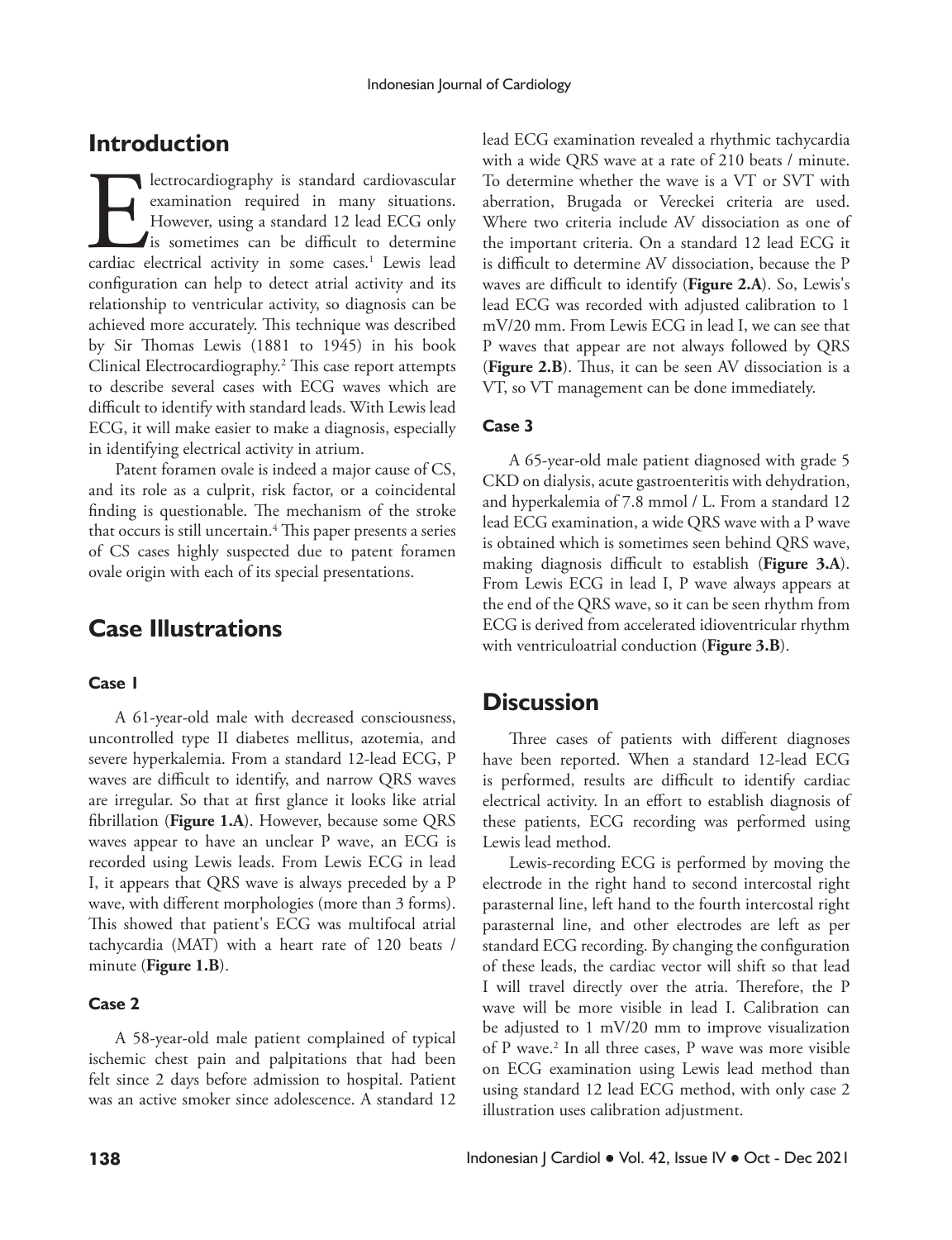## Introduction

Electrocardiography is standard cardiovascular examination required in many situations. However, using a standard 12 lead ECG only is sometimes can be difficult to determine cardiac electrical activity in some cases.[1] Lewis lead configuration can help to detect atrial activity and its relationship to ventricular activity, so diagnosis can be achieved more accurately. This technique was described by Sir Thomas Lewis (1881 to 1945) in his book Clinical Electrocardiography.[2] This case report attempts to describe several cases with ECG waves which are difficult to identify with standard leads. With Lewis lead ECG, it will make easier to make a diagnosis, especially in identifying electrical activity in atrium.

Patent foramen ovale is indeed a major cause of CS, and its role as a culprit, risk factor, or a coincidental finding is questionable. The mechanism of the stroke that occurs is still uncertain.[4] This paper presents a series of CS cases highly suspected due to patent foramen ovale origin with each of its special presentations.

## Case Illustrations

### Case 1

A 61-year-old male with decreased consciousness, uncontrolled type II diabetes mellitus, azotemia, and severe hyperkalemia. From a standard 12-lead ECG, P waves are difficult to identify, and narrow QRS waves are irregular. So that at first glance it looks like atrial fibrillation (**Figure 1.A**). However, because some QRS waves appear to have an unclear P wave, an ECG is recorded using Lewis leads. From Lewis ECG in lead I, it appears that QRS wave is always preceded by a P wave, with different morphologies (more than 3 forms). This showed that patient's ECG was multifocal atrial tachycardia (MAT) with a heart rate of 120 beats / minute (**Figure 1.B**).

### Case 2

A 58-year-old male patient complained of typical ischemic chest pain and palpitations that had been felt since 2 days before admission to hospital. Patient was an active smoker since adolescence. A standard 12 lead ECG examination revealed a rhythmic tachycardia with a wide QRS wave at a rate of 210 beats / minute. To determine whether the wave is a VT or SVT with aberration, Brugada or Vereckei criteria are used. Where two criteria include AV dissociation as one of the important criteria. On a standard 12 lead ECG it is difficult to determine AV dissociation, because the P waves are difficult to identify (**Figure 2.A**). So, Lewis's lead ECG was recorded with adjusted calibration to 1 mV/20 mm. From Lewis ECG in lead I, we can see that P waves that appear are not always followed by QRS (**Figure 2.B**). Thus, it can be seen AV dissociation is a VT, so VT management can be done immediately.

### Case 3

A 65-year-old male patient diagnosed with grade 5 CKD on dialysis, acute gastroenteritis with dehydration, and hyperkalemia of 7.8 mmol / L. From a standard 12 lead ECG examination, a wide QRS wave with a P wave is obtained which is sometimes seen behind QRS wave, making diagnosis difficult to establish (**Figure 3.A**). From Lewis ECG in lead I, P wave always appears at the end of the QRS wave, so it can be seen rhythm from ECG is derived from accelerated idioventricular rhythm with ventriculoatrial conduction (**Figure 3.B**).

## Discussion

Three cases of patients with different diagnoses have been reported. When a standard 12-lead ECG is performed, results are difficult to identify cardiac electrical activity. In an effort to establish diagnosis of these patients, ECG recording was performed using Lewis lead method.

Lewis-recording ECG is performed by moving the electrode in the right hand to second intercostal right parasternal line, left hand to the fourth intercostal right parasternal line, and other electrodes are left as per standard ECG recording. By changing the configuration of these leads, the cardiac vector will shift so that lead I will travel directly over the atria. Therefore, the P wave will be more visible in lead I. Calibration can be adjusted to 1 mV/20 mm to improve visualization of P wave.[2] In all three cases, P wave was more visible on ECG examination using Lewis lead method than using standard 12 lead ECG method, with only case 2 illustration uses calibration adjustment.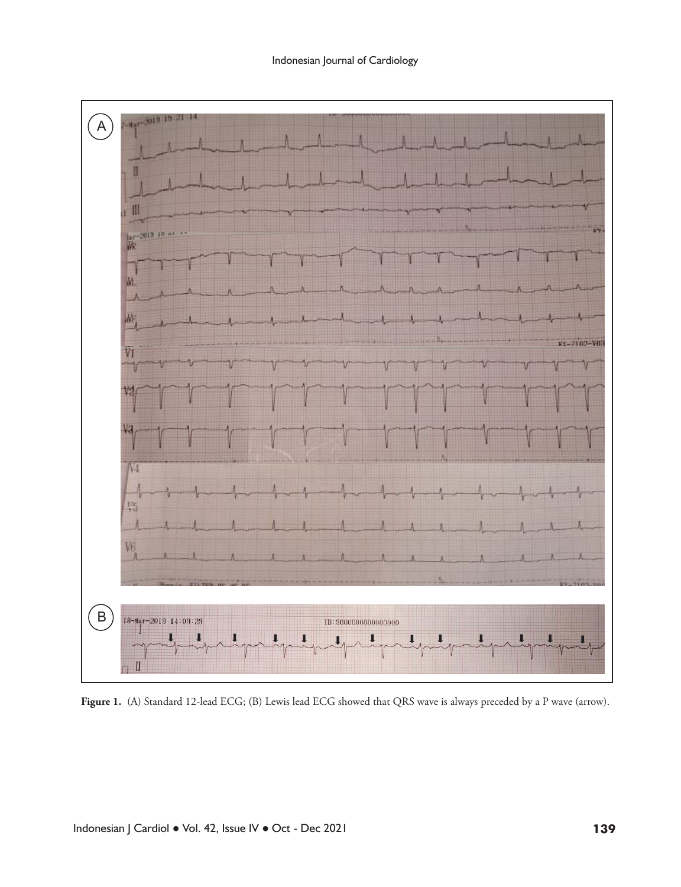**Figure 1.** (A) Standard 12-lead ECG; (B) Lewis lead ECG showed that QRS wave is always preceded by a P wave (arrow).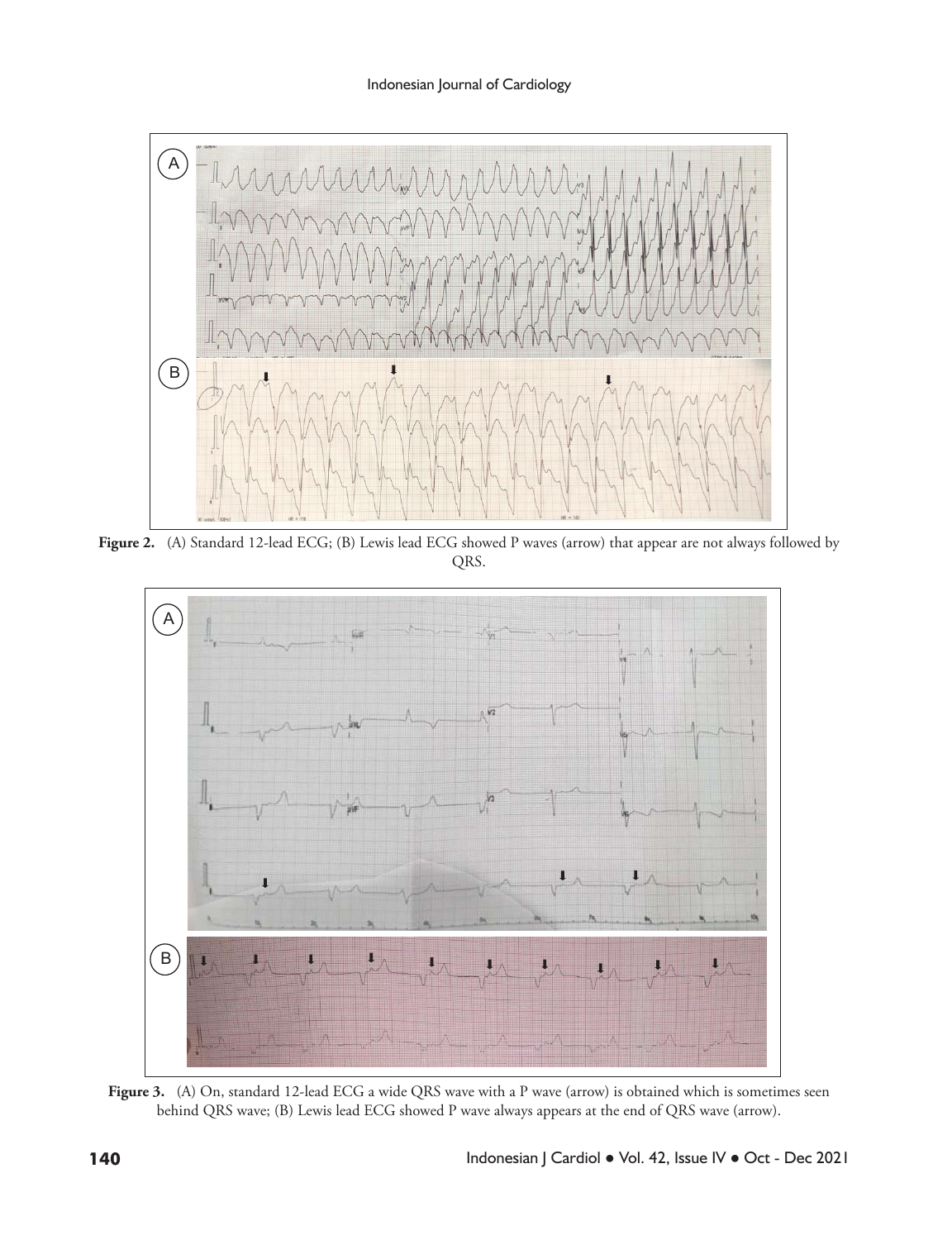**Figure 2.** (A) Standard 12-lead ECG; (B) Lewis lead ECG showed P waves (arrow) that appear are not always followed by QRS.

**Figure 3.** (A) On, standard 12-lead ECG a wide QRS wave with a P wave (arrow) is obtained which is sometimes seen behind QRS wave; (B) Lewis lead ECG showed P wave always appears at the end of QRS wave (arrow).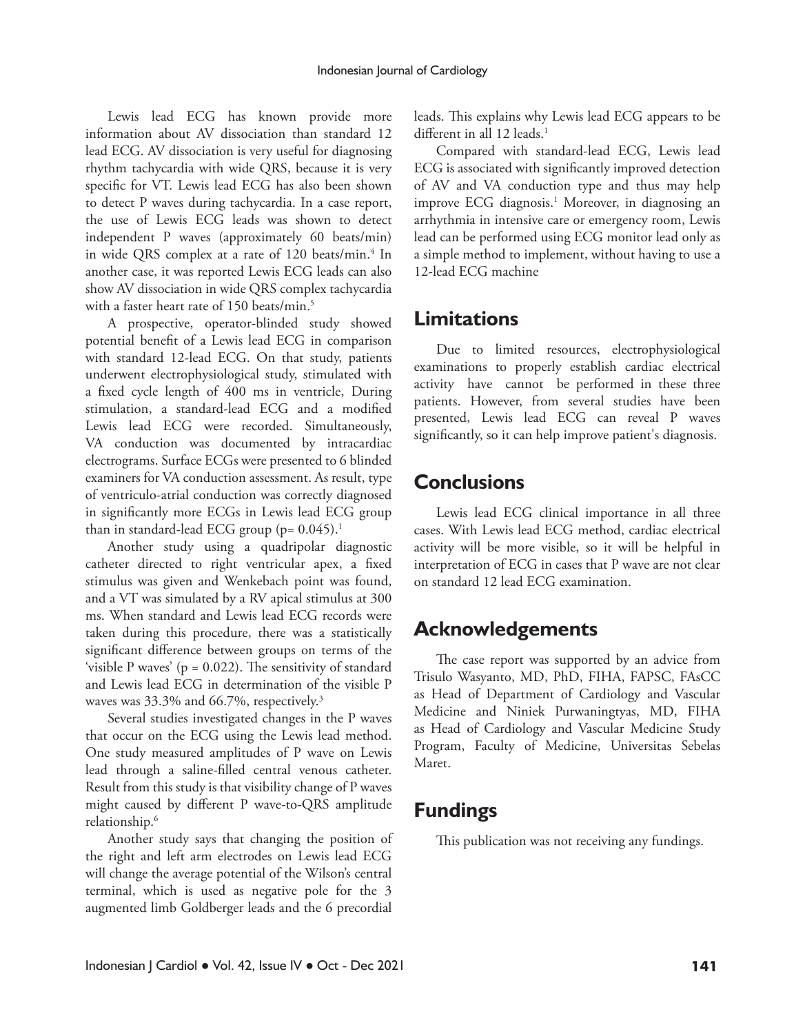Lewis lead ECG has known provide more information about AV dissociation than standard 12 lead ECG. AV dissociation is very useful for diagnosing rhythm tachycardia with wide QRS, because it is very specific for VT. Lewis lead ECG has also been shown to detect P waves during tachycardia. In a case report, the use of Lewis ECG leads was shown to detect independent P waves (approximately 60 beats/min) in wide QRS complex at a rate of 120 beats/min.[4] In another case, it was reported Lewis ECG leads can also show AV dissociation in wide QRS complex tachycardia with a faster heart rate of 150 beats/min.[5]

A prospective, operator-blinded study showed potential benefit of a Lewis lead ECG in comparison with standard 12-lead ECG. On that study, patients underwent electrophysiological study, stimulated with a fixed cycle length of 400 ms in ventricle, During stimulation, a standard-lead ECG and a modified Lewis lead ECG were recorded. Simultaneously, VA conduction was documented by intracardiac electrograms. Surface ECGs were presented to 6 blinded examiners for VA conduction assessment. As result, type of ventriculo-atrial conduction was correctly diagnosed in significantly more ECGs in Lewis lead ECG group than in standard-lead ECG group ($p= 0.045$).[1]

Another study using a quadripolar diagnostic catheter directed to right ventricular apex, a fixed stimulus was given and Wenkebach point was found, and a VT was simulated by a RV apical stimulus at 300 ms. When standard and Lewis lead ECG records were taken during this procedure, there was a statistically significant difference between groups on terms of the 'visible P waves' ($p = 0.022$). The sensitivity of standard and Lewis lead ECG in determination of the visible P waves was 33.3% and 66.7%, respectively.[3]

Several studies investigated changes in the P waves that occur on the ECG using the Lewis lead method. One study measured amplitudes of P wave on Lewis lead through a saline-filled central venous catheter. Result from this study is that visibility change of P waves might caused by different P wave-to-QRS amplitude relationship.[6]

Another study says that changing the position of the right and left arm electrodes on Lewis lead ECG will change the average potential of the Wilson's central terminal, which is used as negative pole for the 3 augmented limb Goldberger leads and the 6 precordial leads. This explains why Lewis lead ECG appears to be different in all 12 leads.[1]

Compared with standard-lead ECG, Lewis lead ECG is associated with significantly improved detection of AV and VA conduction type and thus may help improve ECG diagnosis.[1] Moreover, in diagnosing an arrhythmia in intensive care or emergency room, Lewis lead can be performed using ECG monitor lead only as a simple method to implement, without having to use a 12-lead ECG machine

## Limitations

Due to limited resources, electrophysiological examinations to properly establish cardiac electrical activity have cannot be performed in these three patients. However, from several studies have been presented, Lewis lead ECG can reveal P waves significantly, so it can help improve patient's diagnosis.

## Conclusions

Lewis lead ECG clinical importance in all three cases. With Lewis lead ECG method, cardiac electrical activity will be more visible, so it will be helpful in interpretation of ECG in cases that P wave are not clear on standard 12 lead ECG examination.

## Acknowledgements

The case report was supported by an advice from Trisulo Wasyanto, MD, PhD, FIHA, FAPSC, FAsCC as Head of Department of Cardiology and Vascular Medicine and Niniek Purwaningtyas, MD, FIHA as Head of Cardiology and Vascular Medicine Study Program, Faculty of Medicine, Universitas Sebelas Maret.

## Fundings

This publication was not receiving any fundings.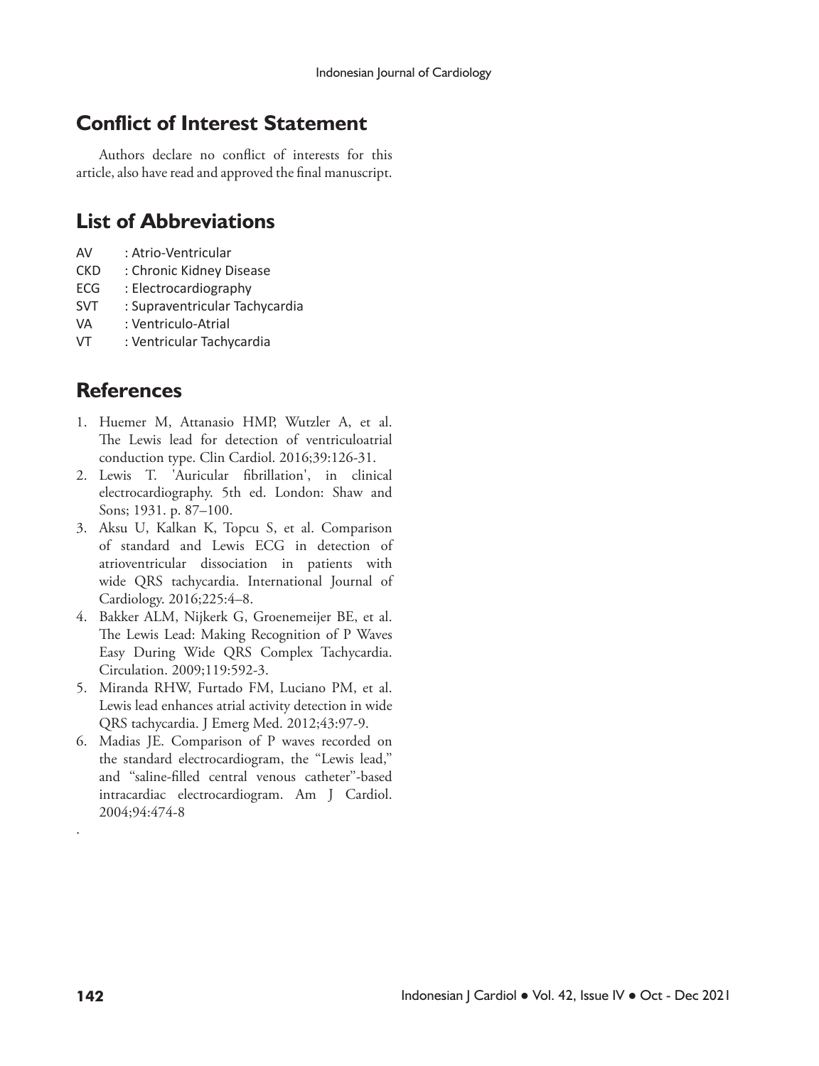## Conflict of Interest Statement

Authors declare no conflict of interests for this article, also have read and approved the final manuscript.

## List of Abbreviations

AV : Atrio-Ventricular
CKD : Chronic Kidney Disease
ECG : Electrocardiography
SVT : Supraventricular Tachycardia
VA : Ventriculo-Atrial
VT : Ventricular Tachycardia

## References

1. Huemer M, Attanasio HMP, Wutzler A, et al. The Lewis lead for detection of ventriculoatrial conduction type. Clin Cardiol. 2016;39:126-31.
2. Lewis T. 'Auricular fibrillation', in clinical electrocardiography. 5th ed. London: Shaw and Sons; 1931. p. 87–100.
3. Aksu U, Kalkan K, Topcu S, et al. Comparison of standard and Lewis ECG in detection of atrioventricular dissociation in patients with wide QRS tachycardia. International Journal of Cardiology. 2016;225:4–8.
4. Bakker ALM, Nijkerk G, Groenemeijer BE, et al. The Lewis Lead: Making Recognition of P Waves Easy During Wide QRS Complex Tachycardia. Circulation. 2009;119:592-3.
5. Miranda RHW, Furtado FM, Luciano PM, et al. Lewis lead enhances atrial activity detection in wide QRS tachycardia. J Emerg Med. 2012;43:97-9.
6. Madias JE. Comparison of P waves recorded on the standard electrocardiogram, the "Lewis lead," and "saline-filled central venous catheter"-based intracardiac electrocardiogram. Am J Cardiol. 2004;94:474-8

.